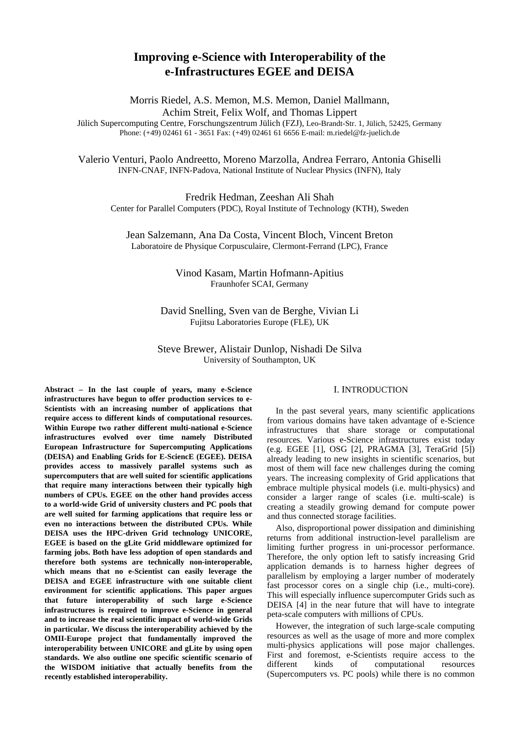# Improving e-Science with Interoperability of the e-Infrastructures EGEE and DEISA

Morris Riedel, A.S. Memon, M.S. Memon, Daniel Mallmann, Achim Streit, Felix Wolf, and Thomas Lippert

Jülich Supercomputing Centre, Forschungszentrum Jülich (FZJ), Leo-Brandt-Str. 1, Jülich, 52425, Germany
Phone: (+49) 02461 61 - 3651 Fax: (+49) 02461 61 6656 E-mail: m.riedel@fz-juelich.de

Valerio Venturi, Paolo Andreetto, Moreno Marzolla, Andrea Ferraro, Antonia Ghiselli
INFN-CNAF, INFN-Padova, National Institute of Nuclear Physics (INFN), Italy

Fredrik Hedman, Zeeshan Ali Shah
Center for Parallel Computers (PDC), Royal Institute of Technology (KTH), Sweden

Jean Salzemann, Ana Da Costa, Vincent Bloch, Vincent Breton
Laboratoire de Physique Corpusculaire, Clermont-Ferrand (LPC), France

Vinod Kasam, Martin Hofmann-Apitius
Fraunhofer SCAI, Germany

David Snelling, Sven van de Berghe, Vivian Li
Fujitsu Laboratories Europe (FLE), UK

Steve Brewer, Alistair Dunlop, Nishadi De Silva
University of Southampton, UK

**Abstract – In the last couple of years, many e-Science infrastructures have begun to offer production services to e-Scientists with an increasing number of applications that require access to different kinds of computational resources. Within Europe two rather different multi-national e-Science infrastructures evolved over time namely Distributed European Infrastructure for Supercomputing Applications (DEISA) and Enabling Grids for E-SciencE (EGEE). DEISA provides access to massively parallel systems such as supercomputers that are well suited for scientific applications that require many interactions between their typically high numbers of CPUs. EGEE on the other hand provides access to a world-wide Grid of university clusters and PC pools that are well suited for farming applications that require less or even no interactions between the distributed CPUs. While DEISA uses the HPC-driven Grid technology UNICORE, EGEE is based on the gLite Grid middleware optimized for farming jobs. Both have less adoption of open standards and therefore both systems are technically non-interoperable, which means that no e-Scientist can easily leverage the DEISA and EGEE infrastructure with one suitable client environment for scientific applications. This paper argues that future interoperability of such large e-Science infrastructures is required to improve e-Science in general and to increase the real scientific impact of world-wide Grids in particular. We discuss the interoperability achieved by the OMII-Europe project that fundamentally improved the interoperability between UNICORE and gLite by using open standards. We also outline one specific scientific scenario of the WISDOM initiative that actually benefits from the recently established interoperability.**

## I. INTRODUCTION

In the past several years, many scientific applications from various domains have taken advantage of e-Science infrastructures that share storage or computational resources. Various e-Science infrastructures exist today (e.g. EGEE [1], OSG [2], PRAGMA [3], TeraGrid [5]) already leading to new insights in scientific scenarios, but most of them will face new challenges during the coming years. The increasing complexity of Grid applications that embrace multiple physical models (i.e. multi-physics) and consider a larger range of scales (i.e. multi-scale) is creating a steadily growing demand for compute power and thus connected storage facilities.

Also, disproportional power dissipation and diminishing returns from additional instruction-level parallelism are limiting further progress in uni-processor performance. Therefore, the only option left to satisfy increasing Grid application demands is to harness higher degrees of parallelism by employing a larger number of moderately fast processor cores on a single chip (i.e., multi-core). This will especially influence supercomputer Grids such as DEISA [4] in the near future that will have to integrate peta-scale computers with millions of CPUs.

However, the integration of such large-scale computing resources as well as the usage of more and more complex multi-physics applications will pose major challenges. First and foremost, e-Scientists require access to the different kinds of computational resources (Supercomputers vs. PC pools) while there is no common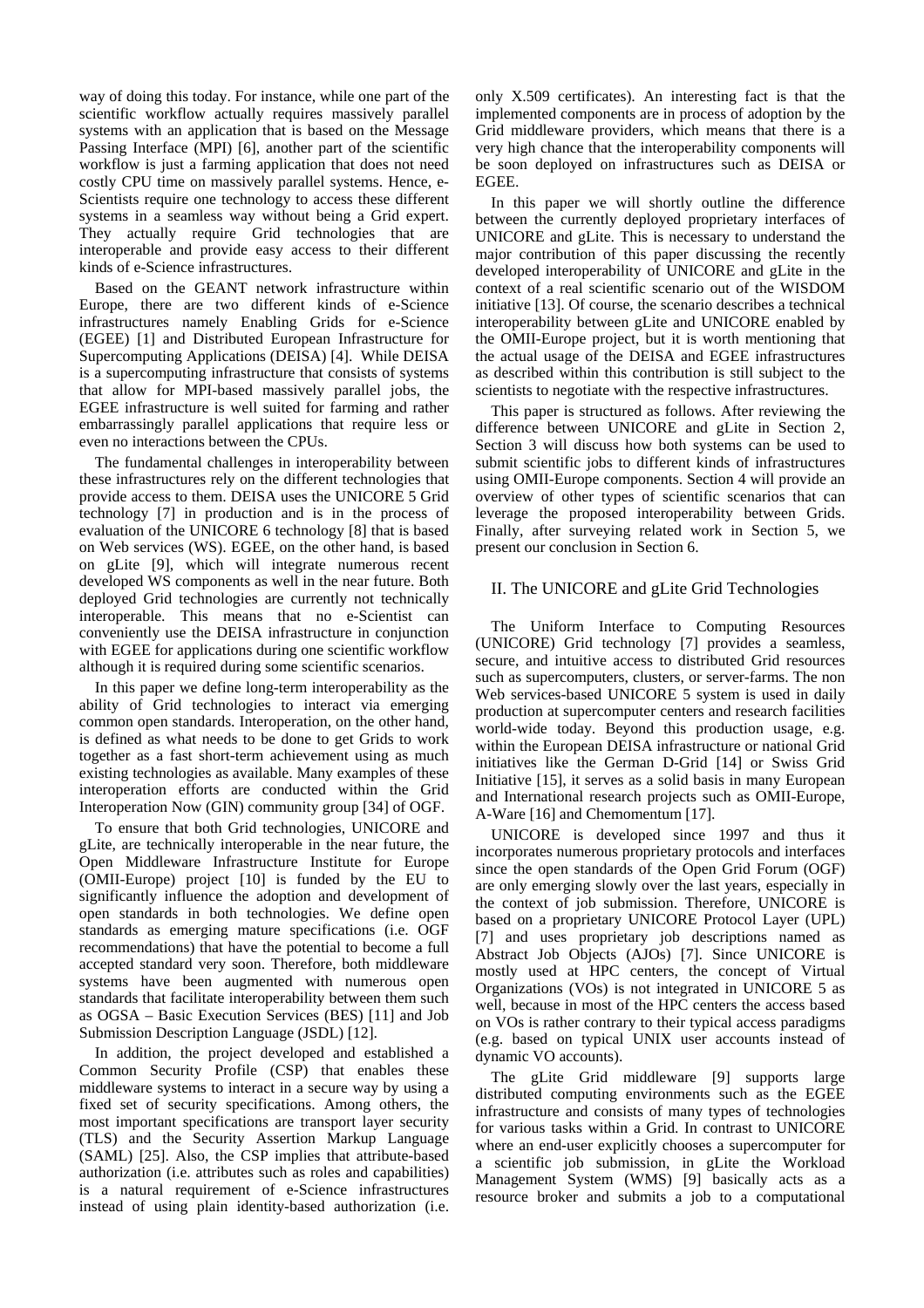way of doing this today. For instance, while one part of the scientific workflow actually requires massively parallel systems with an application that is based on the Message Passing Interface (MPI) [6], another part of the scientific workflow is just a farming application that does not need costly CPU time on massively parallel systems. Hence, e-Scientists require one technology to access these different systems in a seamless way without being a Grid expert. They actually require Grid technologies that are interoperable and provide easy access to their different kinds of e-Science infrastructures.

Based on the GEANT network infrastructure within Europe, there are two different kinds of e-Science infrastructures namely Enabling Grids for e-Science (EGEE) [1] and Distributed European Infrastructure for Supercomputing Applications (DEISA) [4]. While DEISA is a supercomputing infrastructure that consists of systems that allow for MPI-based massively parallel jobs, the EGEE infrastructure is well suited for farming and rather embarrassingly parallel applications that require less or even no interactions between the CPUs.

The fundamental challenges in interoperability between these infrastructures rely on the different technologies that provide access to them. DEISA uses the UNICORE 5 Grid technology [7] in production and is in the process of evaluation of the UNICORE 6 technology [8] that is based on Web services (WS). EGEE, on the other hand, is based on gLite [9], which will integrate numerous recent developed WS components as well in the near future. Both deployed Grid technologies are currently not technically interoperable. This means that no e-Scientist can conveniently use the DEISA infrastructure in conjunction with EGEE for applications during one scientific workflow although it is required during some scientific scenarios.

In this paper we define long-term interoperability as the ability of Grid technologies to interact via emerging common open standards. Interoperation, on the other hand, is defined as what needs to be done to get Grids to work together as a fast short-term achievement using as much existing technologies as available. Many examples of these interoperation efforts are conducted within the Grid Interoperation Now (GIN) community group [34] of OGF.

To ensure that both Grid technologies, UNICORE and gLite, are technically interoperable in the near future, the Open Middleware Infrastructure Institute for Europe (OMII-Europe) project [10] is funded by the EU to significantly influence the adoption and development of open standards in both technologies. We define open standards as emerging mature specifications (i.e. OGF recommendations) that have the potential to become a full accepted standard very soon. Therefore, both middleware systems have been augmented with numerous open standards that facilitate interoperability between them such as OGSA – Basic Execution Services (BES) [11] and Job Submission Description Language (JSDL) [12].

In addition, the project developed and established a Common Security Profile (CSP) that enables these middleware systems to interact in a secure way by using a fixed set of security specifications. Among others, the most important specifications are transport layer security (TLS) and the Security Assertion Markup Language (SAML) [25]. Also, the CSP implies that attribute-based authorization (i.e. attributes such as roles and capabilities) is a natural requirement of e-Science infrastructures instead of using plain identity-based authorization (i.e. only X.509 certificates). An interesting fact is that the implemented components are in process of adoption by the Grid middleware providers, which means that there is a very high chance that the interoperability components will be soon deployed on infrastructures such as DEISA or EGEE.

In this paper we will shortly outline the difference between the currently deployed proprietary interfaces of UNICORE and gLite. This is necessary to understand the major contribution of this paper discussing the recently developed interoperability of UNICORE and gLite in the context of a real scientific scenario out of the WISDOM initiative [13]. Of course, the scenario describes a technical interoperability between gLite and UNICORE enabled by the OMII-Europe project, but it is worth mentioning that the actual usage of the DEISA and EGEE infrastructures as described within this contribution is still subject to the scientists to negotiate with the respective infrastructures.

This paper is structured as follows. After reviewing the difference between UNICORE and gLite in Section 2, Section 3 will discuss how both systems can be used to submit scientific jobs to different kinds of infrastructures using OMII-Europe components. Section 4 will provide an overview of other types of scientific scenarios that can leverage the proposed interoperability between Grids. Finally, after surveying related work in Section 5, we present our conclusion in Section 6.

## II. The UNICORE and gLite Grid Technologies

The Uniform Interface to Computing Resources (UNICORE) Grid technology [7] provides a seamless, secure, and intuitive access to distributed Grid resources such as supercomputers, clusters, or server-farms. The non Web services-based UNICORE 5 system is used in daily production at supercomputer centers and research facilities world-wide today. Beyond this production usage, e.g. within the European DEISA infrastructure or national Grid initiatives like the German D-Grid [14] or Swiss Grid Initiative [15], it serves as a solid basis in many European and International research projects such as OMII-Europe, A-Ware [16] and Chemomentum [17].

UNICORE is developed since 1997 and thus it incorporates numerous proprietary protocols and interfaces since the open standards of the Open Grid Forum (OGF) are only emerging slowly over the last years, especially in the context of job submission. Therefore, UNICORE is based on a proprietary UNICORE Protocol Layer (UPL) [7] and uses proprietary job descriptions named as Abstract Job Objects (AJOs) [7]. Since UNICORE is mostly used at HPC centers, the concept of Virtual Organizations (VOs) is not integrated in UNICORE 5 as well, because in most of the HPC centers the access based on VOs is rather contrary to their typical access paradigms (e.g. based on typical UNIX user accounts instead of dynamic VO accounts).

The gLite Grid middleware [9] supports large distributed computing environments such as the EGEE infrastructure and consists of many types of technologies for various tasks within a Grid. In contrast to UNICORE where an end-user explicitly chooses a supercomputer for a scientific job submission, in gLite the Workload Management System (WMS) [9] basically acts as a resource broker and submits a job to a computational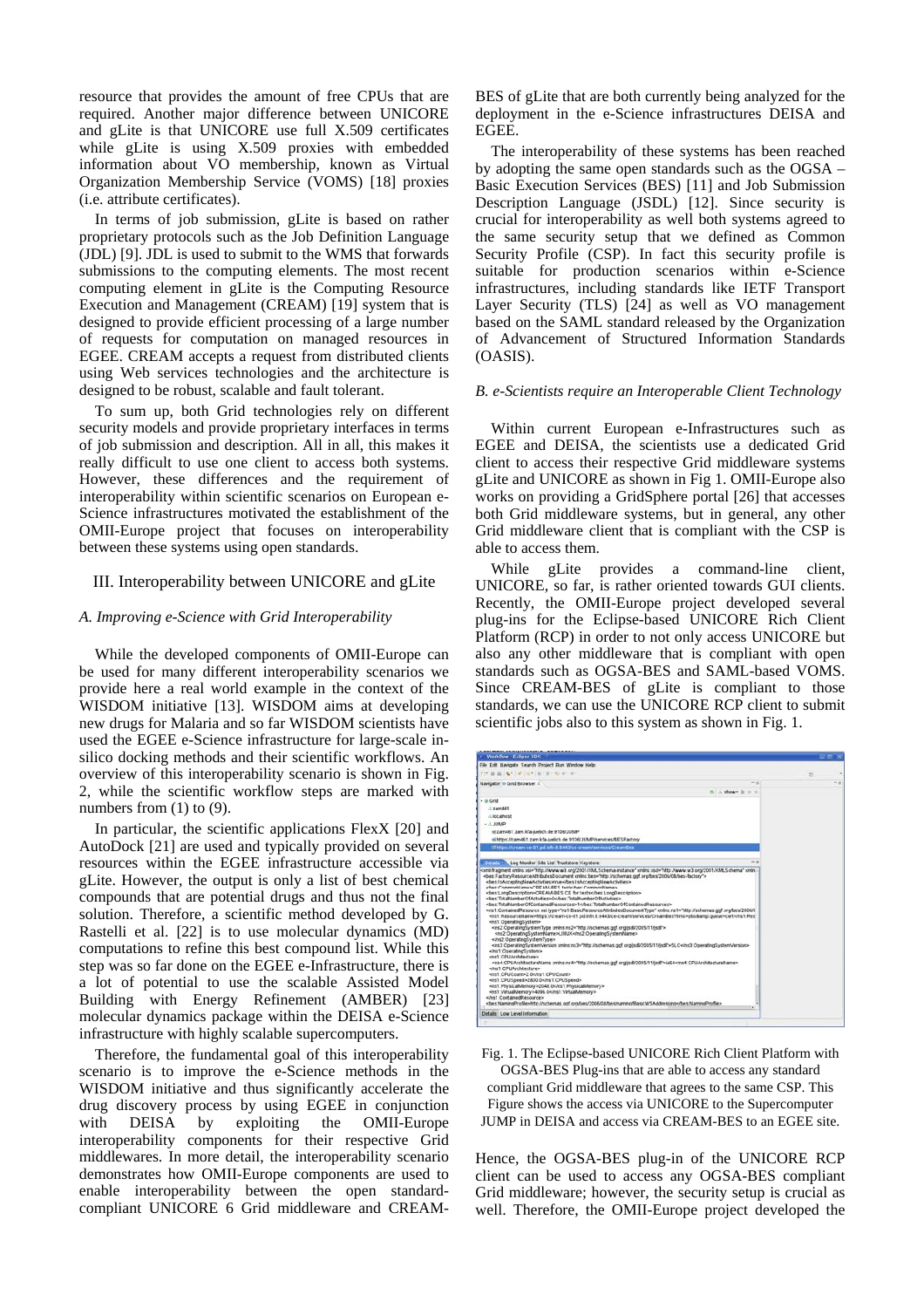resource that provides the amount of free CPUs that are required. Another major difference between UNICORE and gLite is that UNICORE use full X.509 certificates while gLite is using X.509 proxies with embedded information about VO membership, known as Virtual Organization Membership Service (VOMS) [18] proxies (i.e. attribute certificates).

In terms of job submission, gLite is based on rather proprietary protocols such as the Job Definition Language (JDL) [9]. JDL is used to submit to the WMS that forwards submissions to the computing elements. The most recent computing element in gLite is the Computing Resource Execution and Management (CREAM) [19] system that is designed to provide efficient processing of a large number of requests for computation on managed resources in EGEE. CREAM accepts a request from distributed clients using Web services technologies and the architecture is designed to be robust, scalable and fault tolerant.

To sum up, both Grid technologies rely on different security models and provide proprietary interfaces in terms of job submission and description. All in all, this makes it really difficult to use one client to access both systems. However, these differences and the requirement of interoperability within scientific scenarios on European e-Science infrastructures motivated the establishment of the OMII-Europe project that focuses on interoperability between these systems using open standards.

## III. Interoperability between UNICORE and gLite

### *A. Improving e-Science with Grid Interoperability*

While the developed components of OMII-Europe can be used for many different interoperability scenarios we provide here a real world example in the context of the WISDOM initiative [13]. WISDOM aims at developing new drugs for Malaria and so far WISDOM scientists have used the EGEE e-Science infrastructure for large-scale in-silico docking methods and their scientific workflows. An overview of this interoperability scenario is shown in Fig. 2, while the scientific workflow steps are marked with numbers from (1) to (9).

In particular, the scientific applications FlexX [20] and AutoDock [21] are used and typically provided on several resources within the EGEE infrastructure accessible via gLite. However, the output is only a list of best chemical compounds that are potential drugs and thus not the final solution. Therefore, a scientific method developed by G. Rastelli et al. [22] is to use molecular dynamics (MD) computations to refine this best compound list. While this step was so far done on the EGEE e-Infrastructure, there is a lot of potential to use the scalable Assisted Model Building with Energy Refinement (AMBER) [23] molecular dynamics package within the DEISA e-Science infrastructure with highly scalable supercomputers.

Therefore, the fundamental goal of this interoperability scenario is to improve the e-Science methods in the WISDOM initiative and thus significantly accelerate the drug discovery process by using EGEE in conjunction with DEISA by exploiting the OMII-Europe interoperability components for their respective Grid middlewares. In more detail, the interoperability scenario demonstrates how OMII-Europe components are used to enable interoperability between the open standard-compliant UNICORE 6 Grid middleware and CREAM-BES of gLite that are both currently being analyzed for the deployment in the e-Science infrastructures DEISA and EGEE.

The interoperability of these systems has been reached by adopting the same open standards such as the OGSA – Basic Execution Services (BES) [11] and Job Submission Description Language (JSDL) [12]. Since security is crucial for interoperability as well both systems agreed to the same security setup that we defined as Common Security Profile (CSP). In fact this security profile is suitable for production scenarios within e-Science infrastructures, including standards like IETF Transport Layer Security (TLS) [24] as well as VO management based on the SAML standard released by the Organization of Advancement of Structured Information Standards (OASIS).

### *B. e-Scientists require an Interoperable Client Technology*

Within current European e-Infrastructures such as EGEE and DEISA, the scientists use a dedicated Grid client to access their respective Grid middleware systems gLite and UNICORE as shown in Fig 1. OMII-Europe also works on providing a GridSphere portal [26] that accesses both Grid middleware systems, but in general, any other Grid middleware client that is compliant with the CSP is able to access them.

While gLite provides a command-line client, UNICORE, so far, is rather oriented towards GUI clients. Recently, the OMII-Europe project developed several plug-ins for the Eclipse-based UNICORE Rich Client Platform (RCP) in order to not only access UNICORE but also any other middleware that is compliant with open standards such as OGSA-BES and SAML-based VOMS. Since CREAM-BES of gLite is compliant to those standards, we can use the UNICORE RCP client to submit scientific jobs also to this system as shown in Fig. 1.

Fig. 1. The Eclipse-based UNICORE Rich Client Platform with OGSA-BES Plug-ins that are able to access any standard compliant Grid middleware that agrees to the same CSP. This Figure shows the access via UNICORE to the Supercomputer JUMP in DEISA and access via CREAM-BES to an EGEE site.

Hence, the OGSA-BES plug-in of the UNICORE RCP client can be used to access any OGSA-BES compliant Grid middleware; however, the security setup is crucial as well. Therefore, the OMII-Europe project developed the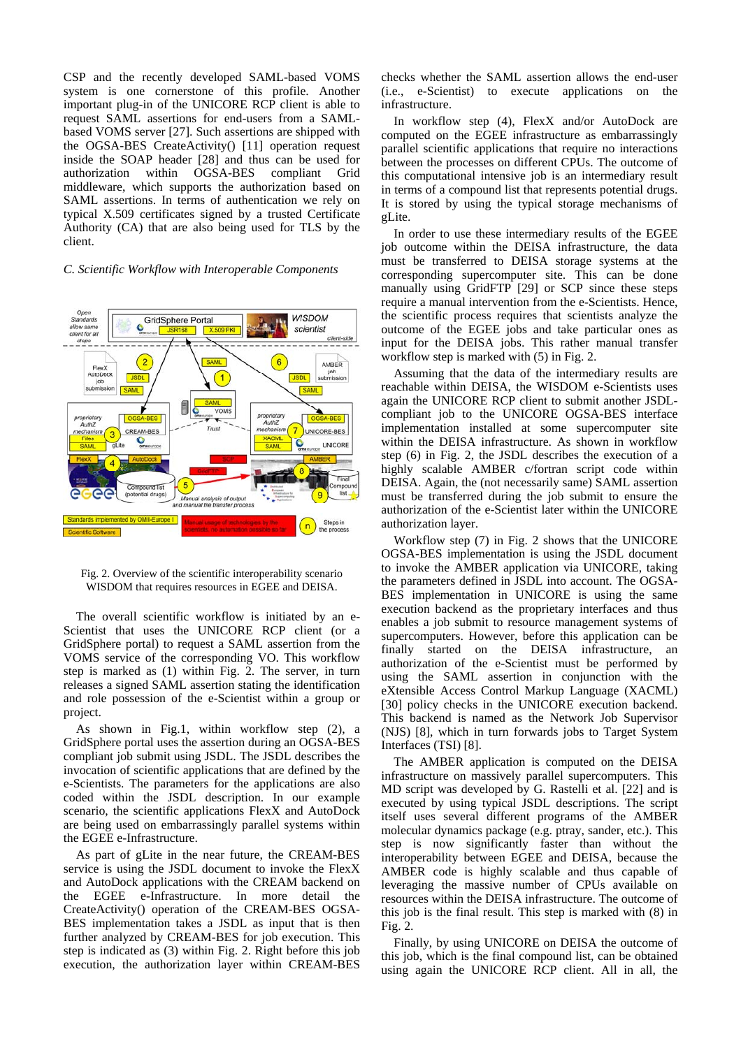CSP and the recently developed SAML-based VOMS system is one cornerstone of this profile. Another important plug-in of the UNICORE RCP client is able to request SAML assertions for end-users from a SAML-based VOMS server [27]. Such assertions are shipped with the OGSA-BES CreateActivity() [11] operation request inside the SOAP header [28] and thus can be used for authorization within OGSA-BES compliant Grid middleware, which supports the authorization based on SAML assertions. In terms of authentication we rely on typical X.509 certificates signed by a trusted Certificate Authority (CA) that are also being used for TLS by the client.

### *C. Scientific Workflow with Interoperable Components*

Fig. 2. Overview of the scientific interoperability scenario WISDOM that requires resources in EGEE and DEISA.

The overall scientific workflow is initiated by an e-Scientist that uses the UNICORE RCP client (or a GridSphere portal) to request a SAML assertion from the VOMS service of the corresponding VO. This workflow step is marked as (1) within Fig. 2. The server, in turn releases a signed SAML assertion stating the identification and role possession of the e-Scientist within a group or project.

As shown in Fig.1, within workflow step (2), a GridSphere portal uses the assertion during an OGSA-BES compliant job submit using JSDL. The JSDL describes the invocation of scientific applications that are defined by the e-Scientists. The parameters for the applications are also coded within the JSDL description. In our example scenario, the scientific applications FlexX and AutoDock are being used on embarrassingly parallel systems within the EGEE e-Infrastructure.

As part of gLite in the near future, the CREAM-BES service is using the JSDL document to invoke the FlexX and AutoDock applications with the CREAM backend on the EGEE e-Infrastructure. In more detail the CreateActivity() operation of the CREAM-BES OGSA-BES implementation takes a JSDL as input that is then further analyzed by CREAM-BES for job execution. This step is indicated as (3) within Fig. 2. Right before this job execution, the authorization layer within CREAM-BES checks whether the SAML assertion allows the end-user (i.e., e-Scientist) to execute applications on the infrastructure.

In workflow step (4), FlexX and/or AutoDock are computed on the EGEE infrastructure as embarrassingly parallel scientific applications that require no interactions between the processes on different CPUs. The outcome of this computational intensive job is an intermediary result in terms of a compound list that represents potential drugs. It is stored by using the typical storage mechanisms of gLite.

In order to use these intermediary results of the EGEE job outcome within the DEISA infrastructure, the data must be transferred to DEISA storage systems at the corresponding supercomputer site. This can be done manually using GridFTP [29] or SCP since these steps require a manual intervention from the e-Scientists. Hence, the scientific process requires that scientists analyze the outcome of the EGEE jobs and take particular ones as input for the DEISA jobs. This rather manual transfer workflow step is marked with (5) in Fig. 2.

Assuming that the data of the intermediary results are reachable within DEISA, the WISDOM e-Scientists uses again the UNICORE RCP client to submit another JSDL-compliant job to the UNICORE OGSA-BES interface implementation installed at some supercomputer site within the DEISA infrastructure. As shown in workflow step (6) in Fig. 2, the JSDL describes the execution of a highly scalable AMBER c/fortran script code within DEISA. Again, the (not necessarily same) SAML assertion must be transferred during the job submit to ensure the authorization of the e-Scientist later within the UNICORE authorization layer.

Workflow step (7) in Fig. 2 shows that the UNICORE OGSA-BES implementation is using the JSDL document to invoke the AMBER application via UNICORE, taking the parameters defined in JSDL into account. The OGSA-BES implementation in UNICORE is using the same execution backend as the proprietary interfaces and thus enables a job submit to resource management systems of supercomputers. However, before this application can be finally started on the DEISA infrastructure, an authorization of the e-Scientist must be performed by using the SAML assertion in conjunction with the eXtensible Access Control Markup Language (XACML) [30] policy checks in the UNICORE execution backend. This backend is named as the Network Job Supervisor (NJS) [8], which in turn forwards jobs to Target System Interfaces (TSI) [8].

The AMBER application is computed on the DEISA infrastructure on massively parallel supercomputers. This MD script was developed by G. Rastelli et al. [22] and is executed by using typical JSDL descriptions. The script itself uses several different programs of the AMBER molecular dynamics package (e.g. ptray, sander, etc.). This step is now significantly faster than without the interoperability between EGEE and DEISA, because the AMBER code is highly scalable and thus capable of leveraging the massive number of CPUs available on resources within the DEISA infrastructure. The outcome of this job is the final result. This step is marked with (8) in Fig. 2.

Finally, by using UNICORE on DEISA the outcome of this job, which is the final compound list, can be obtained using again the UNICORE RCP client. All in all, the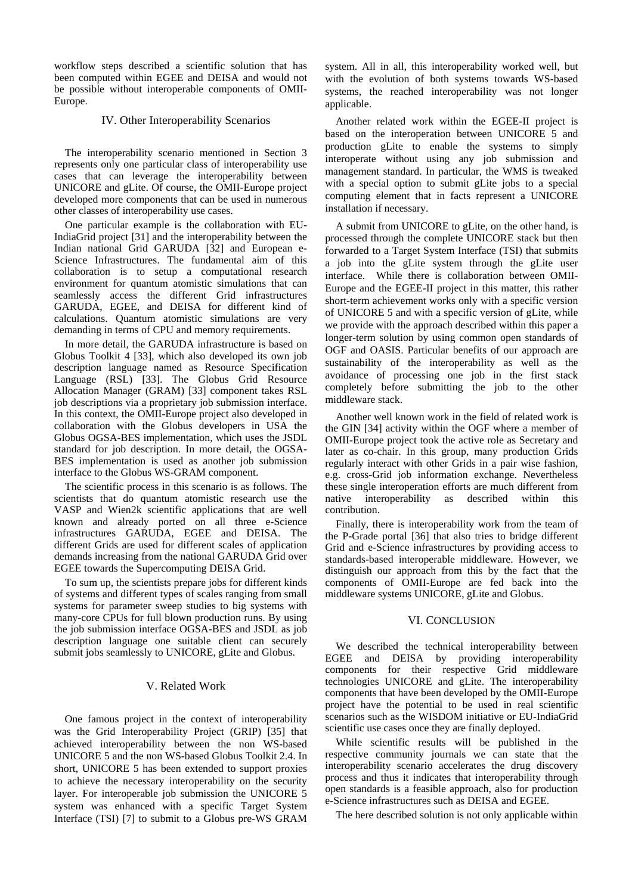workflow steps described a scientific solution that has been computed within EGEE and DEISA and would not be possible without interoperable components of OMII-Europe.

## IV. Other Interoperability Scenarios

The interoperability scenario mentioned in Section 3 represents only one particular class of interoperability use cases that can leverage the interoperability between UNICORE and gLite. Of course, the OMII-Europe project developed more components that can be used in numerous other classes of interoperability use cases.

One particular example is the collaboration with EU-IndiaGrid project [31] and the interoperability between the Indian national Grid GARUDA [32] and European e-Science Infrastructures. The fundamental aim of this collaboration is to setup a computational research environment for quantum atomistic simulations that can seamlessly access the different Grid infrastructures GARUDA, EGEE, and DEISA for different kind of calculations. Quantum atomistic simulations are very demanding in terms of CPU and memory requirements.

In more detail, the GARUDA infrastructure is based on Globus Toolkit 4 [33], which also developed its own job description language named as Resource Specification Language (RSL) [33]. The Globus Grid Resource Allocation Manager (GRAM) [33] component takes RSL job descriptions via a proprietary job submission interface. In this context, the OMII-Europe project also developed in collaboration with the Globus developers in USA the Globus OGSA-BES implementation, which uses the JSDL standard for job description. In more detail, the OGSA-BES implementation is used as another job submission interface to the Globus WS-GRAM component.

The scientific process in this scenario is as follows. The scientists that do quantum atomistic research use the VASP and Wien2k scientific applications that are well known and already ported on all three e-Science infrastructures GARUDA, EGEE and DEISA. The different Grids are used for different scales of application demands increasing from the national GARUDA Grid over EGEE towards the Supercomputing DEISA Grid.

To sum up, the scientists prepare jobs for different kinds of systems and different types of scales ranging from small systems for parameter sweep studies to big systems with many-core CPUs for full blown production runs. By using the job submission interface OGSA-BES and JSDL as job description language one suitable client can securely submit jobs seamlessly to UNICORE, gLite and Globus.

## V. Related Work

One famous project in the context of interoperability was the Grid Interoperability Project (GRIP) [35] that achieved interoperability between the non WS-based UNICORE 5 and the non WS-based Globus Toolkit 2.4. In short, UNICORE 5 has been extended to support proxies to achieve the necessary interoperability on the security layer. For interoperable job submission the UNICORE 5 system was enhanced with a specific Target System Interface (TSI) [7] to submit to a Globus pre-WS GRAM system. All in all, this interoperability worked well, but with the evolution of both systems towards WS-based systems, the reached interoperability was not longer applicable.

Another related work within the EGEE-II project is based on the interoperation between UNICORE 5 and production gLite to enable the systems to simply interoperate without using any job submission and management standard. In particular, the WMS is tweaked with a special option to submit gLite jobs to a special computing element that in facts represent a UNICORE installation if necessary.

A submit from UNICORE to gLite, on the other hand, is processed through the complete UNICORE stack but then forwarded to a Target System Interface (TSI) that submits a job into the gLite system through the gLite user interface. While there is collaboration between OMII-Europe and the EGEE-II project in this matter, this rather short-term achievement works only with a specific version of UNICORE 5 and with a specific version of gLite, while we provide with the approach described within this paper a longer-term solution by using common open standards of OGF and OASIS. Particular benefits of our approach are sustainability of the interoperability as well as the avoidance of processing one job in the first stack completely before submitting the job to the other middleware stack.

Another well known work in the field of related work is the GIN [34] activity within the OGF where a member of OMII-Europe project took the active role as Secretary and later as co-chair. In this group, many production Grids regularly interact with other Grids in a pair wise fashion, e.g. cross-Grid job information exchange. Nevertheless these single interoperation efforts are much different from native interoperability as described within this contribution.

Finally, there is interoperability work from the team of the P-Grade portal [36] that also tries to bridge different Grid and e-Science infrastructures by providing access to standards-based interoperable middleware. However, we distinguish our approach from this by the fact that the components of OMII-Europe are fed back into the middleware systems UNICORE, gLite and Globus.

## VI. CONCLUSION

We described the technical interoperability between EGEE and DEISA by providing interoperability components for their respective Grid middleware technologies UNICORE and gLite. The interoperability components that have been developed by the OMII-Europe project have the potential to be used in real scientific scenarios such as the WISDOM initiative or EU-IndiaGrid scientific use cases once they are finally deployed.

While scientific results will be published in the respective community journals we can state that the interoperability scenario accelerates the drug discovery process and thus it indicates that interoperability through open standards is a feasible approach, also for production e-Science infrastructures such as DEISA and EGEE.

The here described solution is not only applicable within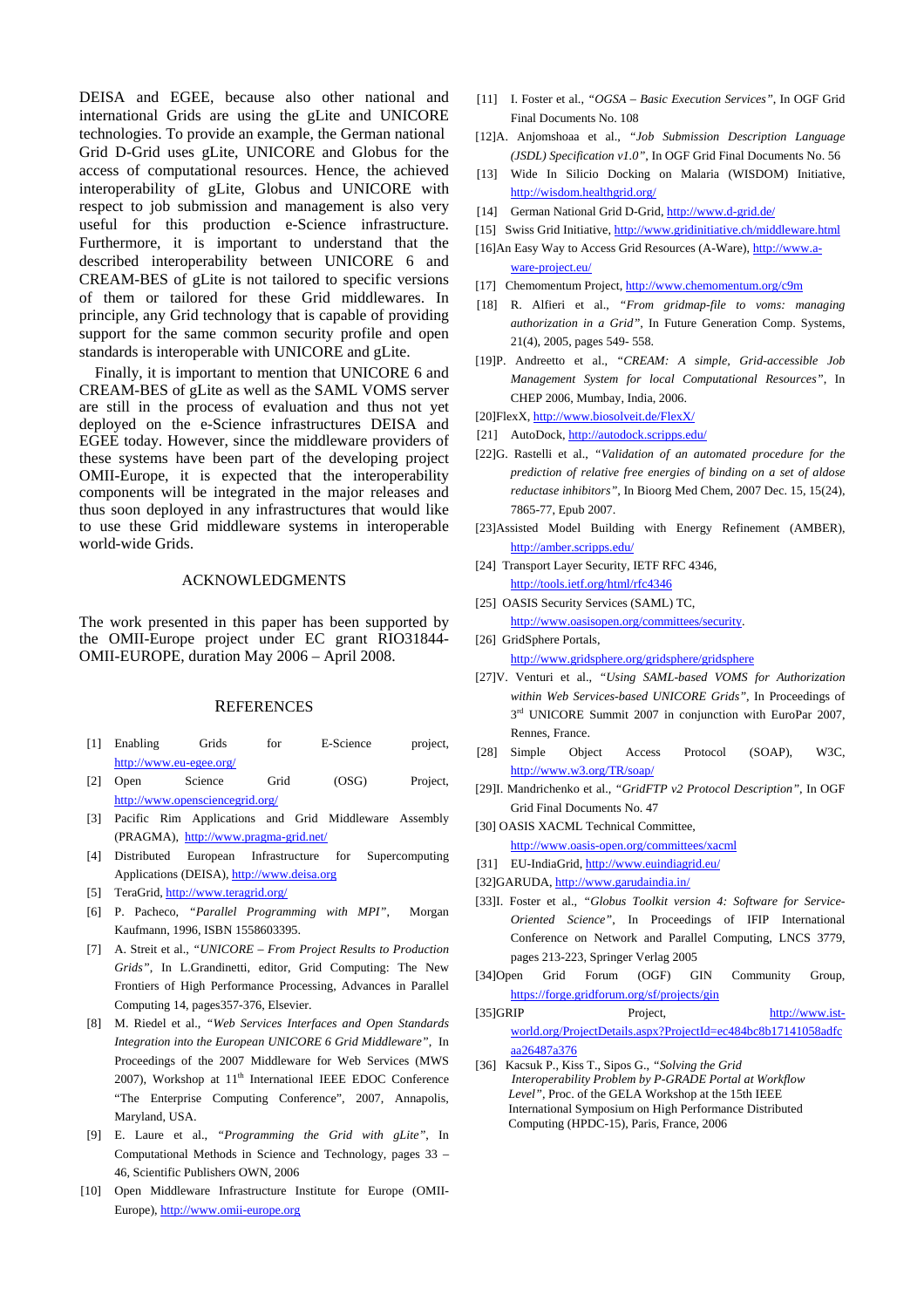DEISA and EGEE, because also other national and international Grids are using the gLite and UNICORE technologies. To provide an example, the German national Grid D-Grid uses gLite, UNICORE and Globus for the access of computational resources. Hence, the achieved interoperability of gLite, Globus and UNICORE with respect to job submission and management is also very useful for this production e-Science infrastructure. Furthermore, it is important to understand that the described interoperability between UNICORE 6 and CREAM-BES of gLite is not tailored to specific versions of them or tailored for these Grid middlewares. In principle, any Grid technology that is capable of providing support for the same common security profile and open standards is interoperable with UNICORE and gLite.

Finally, it is important to mention that UNICORE 6 and CREAM-BES of gLite as well as the SAML VOMS server are still in the process of evaluation and thus not yet deployed on the e-Science infrastructures DEISA and EGEE today. However, since the middleware providers of these systems have been part of the developing project OMII-Europe, it is expected that the interoperability components will be integrated in the major releases and thus soon deployed in any infrastructures that would like to use these Grid middleware systems in interoperable world-wide Grids.

## ACKNOWLEDGMENTS

The work presented in this paper has been supported by the OMII-Europe project under EC grant RIO31844-OMII-EUROPE, duration May 2006 – April 2008.

## REFERENCES

[1] Enabling Grids for E-Science project, http://www.eu-egee.org/

[2] Open Science Grid (OSG) Project, http://www.opensciencegrid.org/

[3] Pacific Rim Applications and Grid Middleware Assembly (PRAGMA), http://www.pragma-grid.net/

[4] Distributed European Infrastructure for Supercomputing Applications (DEISA), http://www.deisa.org

[5] TeraGrid, http://www.teragrid.org/

[6] P. Pacheco, *"Parallel Programming with MPI"*, Morgan Kaufmann, 1996, ISBN 1558603395.

[7] A. Streit et al., *"UNICORE – From Project Results to Production Grids"*, In L.Grandinetti, editor, Grid Computing: The New Frontiers of High Performance Processing, Advances in Parallel Computing 14, pages357-376, Elsevier.

[8] M. Riedel et al., *"Web Services Interfaces and Open Standards Integration into the European UNICORE 6 Grid Middleware"*, In Proceedings of the 2007 Middleware for Web Services (MWS 2007), Workshop at 11th International IEEE EDOC Conference "The Enterprise Computing Conference", 2007, Annapolis, Maryland, USA.

[9] E. Laure et al., *"Programming the Grid with gLite"*, In Computational Methods in Science and Technology, pages 33 – 46, Scientific Publishers OWN, 2006

[10] Open Middleware Infrastructure Institute for Europe (OMII-Europe), http://www.omii-europe.org

[11] I. Foster et al., *"OGSA – Basic Execution Services"*, In OGF Grid Final Documents No. 108

[12] A. Anjomshoaa et al., *"Job Submission Description Language (JSDL) Specification v1.0"*, In OGF Grid Final Documents No. 56

[13] Wide In Silicio Docking on Malaria (WISDOM) Initiative, http://wisdom.healthgrid.org/

[14] German National Grid D-Grid, http://www.d-grid.de/

[15] Swiss Grid Initiative, http://www.gridinitiative.ch/middleware.html

[16] An Easy Way to Access Grid Resources (A-Ware), http://www.a-ware-project.eu/

[17] Chemomentum Project, http://www.chemomentum.org/c9m

[18] R. Alfieri et al., *"From gridmap-file to voms: managing authorization in a Grid"*, In Future Generation Comp. Systems, 21(4), 2005, pages 549- 558.

[19] P. Andreetto et al., *"CREAM: A simple, Grid-accessible Job Management System for local Computational Resources"*, In CHEP 2006, Mumbay, India, 2006.

[20] FlexX, http://www.biosolveit.de/FlexX/

[21] AutoDock, http://autodock.scripps.edu/

[22] G. Rastelli et al., *"Validation of an automated procedure for the prediction of relative free energies of binding on a set of aldose reductase inhibitors"*, In Bioorg Med Chem, 2007 Dec. 15, 15(24), 7865-77, Epub 2007.

[23] Assisted Model Building with Energy Refinement (AMBER), http://amber.scripps.edu/

[24] Transport Layer Security, IETF RFC 4346, http://tools.ietf.org/html/rfc4346

[25] OASIS Security Services (SAML) TC, http://www.oasisopen.org/committees/security.

[26] GridSphere Portals, http://www.gridsphere.org/gridsphere/gridsphere

[27] V. Venturi et al., *"Using SAML-based VOMS for Authorization within Web Services-based UNICORE Grids"*, In Proceedings of 3rd UNICORE Summit 2007 in conjunction with EuroPar 2007, Rennes, France.

[28] Simple Object Access Protocol (SOAP), W3C, http://www.w3.org/TR/soap/

[29] I. Mandrichenko et al., *"GridFTP v2 Protocol Description"*, In OGF Grid Final Documents No. 47

[30] OASIS XACML Technical Committee, http://www.oasis-open.org/committees/xacml

[31] EU-IndiaGrid, http://www.euindiagrid.eu/

[32] GARUDA, http://www.garudaindia.in/

[33] I. Foster et al., *"Globus Toolkit version 4: Software for Service-Oriented Science"*, In Proceedings of IFIP International Conference on Network and Parallel Computing, LNCS 3779, pages 213-223, Springer Verlag 2005

[34] Open Grid Forum (OGF) GIN Community Group, https://forge.gridforum.org/sf/projects/gin

[35] GRIP Project, http://www.ist-world.org/ProjectDetails.aspx?ProjectId=ec484bc8b17141058adfcaa26487a376

[36] Kacsuk P., Kiss T., Sipos G., *"Solving the Grid Interoperability Problem by P-GRADE Portal at Workflow Level"*, Proc. of the GELA Workshop at the 15th IEEE International Symposium on High Performance Distributed Computing (HPDC-15), Paris, France, 2006